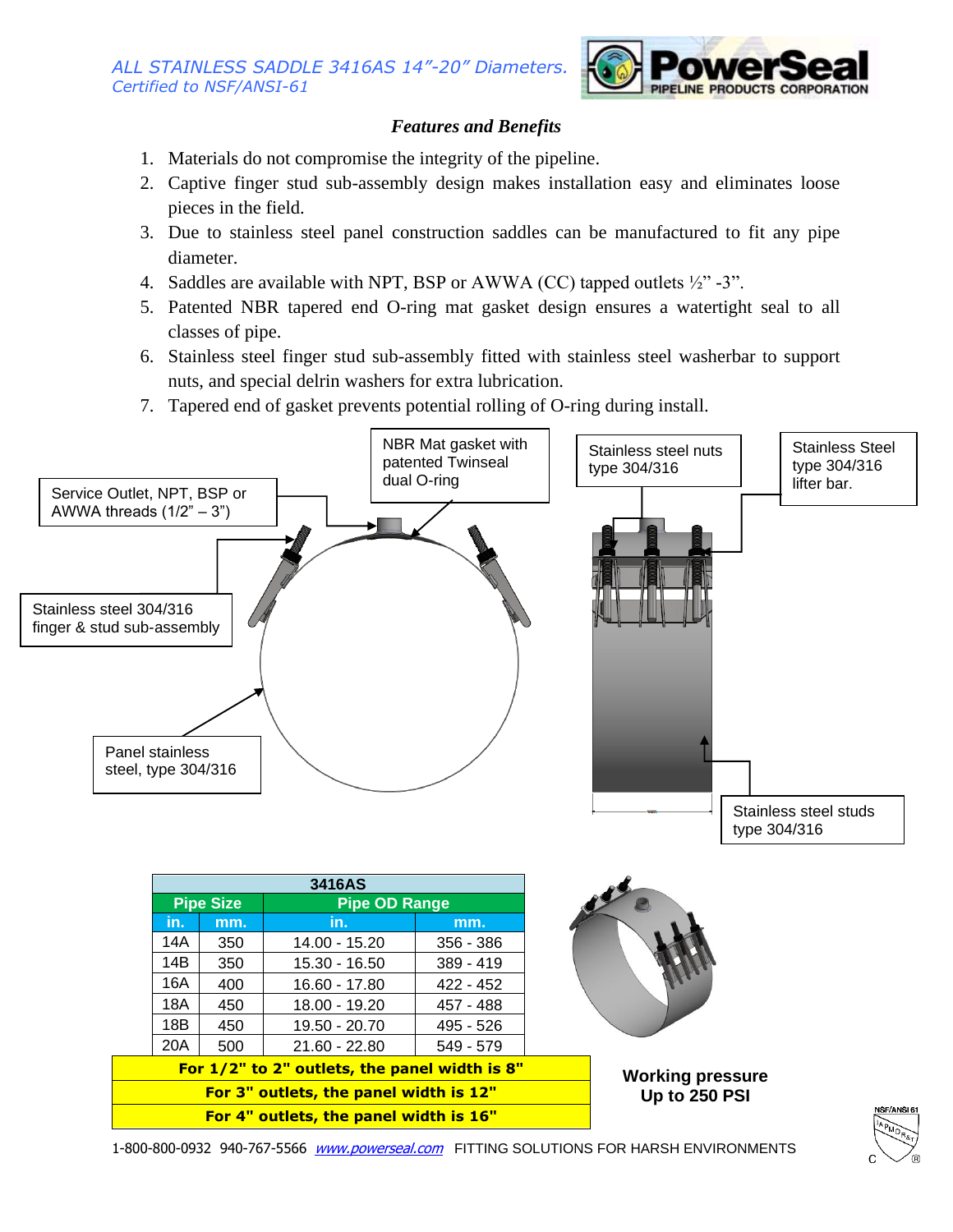*ALL STAINLESS SADDLE 3416AS 14"-20" Diameters.*
*Certified to NSF/ANSI-61*

PowerSeal PIPELINE PRODUCTS CORPORATION

### *Features and Benefits*

1. Materials do not compromise the integrity of the pipeline.
2. Captive finger stud sub-assembly design makes installation easy and eliminates loose pieces in the field.
3. Due to stainless steel panel construction saddles can be manufactured to fit any pipe diameter.
4. Saddles are available with NPT, BSP or AWWA (CC) tapped outlets ½" -3".
5. Patented NBR tapered end O-ring mat gasket design ensures a watertight seal to all classes of pipe.
6. Stainless steel finger stud sub-assembly fitted with stainless steel washerbar to support nuts, and special delrin washers for extra lubrication.
7. Tapered end of gasket prevents potential rolling of O-ring during install.

Service Outlet, NPT, BSP or AWWA threads (1/2" – 3")

NBR Mat gasket with patented Twinseal dual O-ring

Stainless steel nuts type 304/316

Stainless Steel type 304/316 lifter bar.

Stainless steel 304/316 finger & stud sub-assembly

Panel stainless steel, type 304/316

Stainless steel studs type 304/316

| 3416AS | | | |
|---|---|---|---|
| **Pipe Size** | | **Pipe OD Range** | |
| **in.** | **mm.** | **in.** | **mm.** |
| 14A | 350 | 14.00 - 15.20 | 356 - 386 |
| 14B | 350 | 15.30 - 16.50 | 389 - 419 |
| 16A | 400 | 16.60 - 17.80 | 422 - 452 |
| 18A | 450 | 18.00 - 19.20 | 457 - 488 |
| 18B | 450 | 19.50 - 20.70 | 495 - 526 |
| 20A | 500 | 21.60 - 22.80 | 549 - 579 |

**For 1/2" to 2" outlets, the panel width is 8"**

**For 3" outlets, the panel width is 12"**

**For 4" outlets, the panel width is 16"**

**Working pressure Up to 250 PSI**

1-800-800-0932 940-767-5566 [www.powerseal.com](http://www.powerseal.com) FITTING SOLUTIONS FOR HARSH ENVIRONMENTS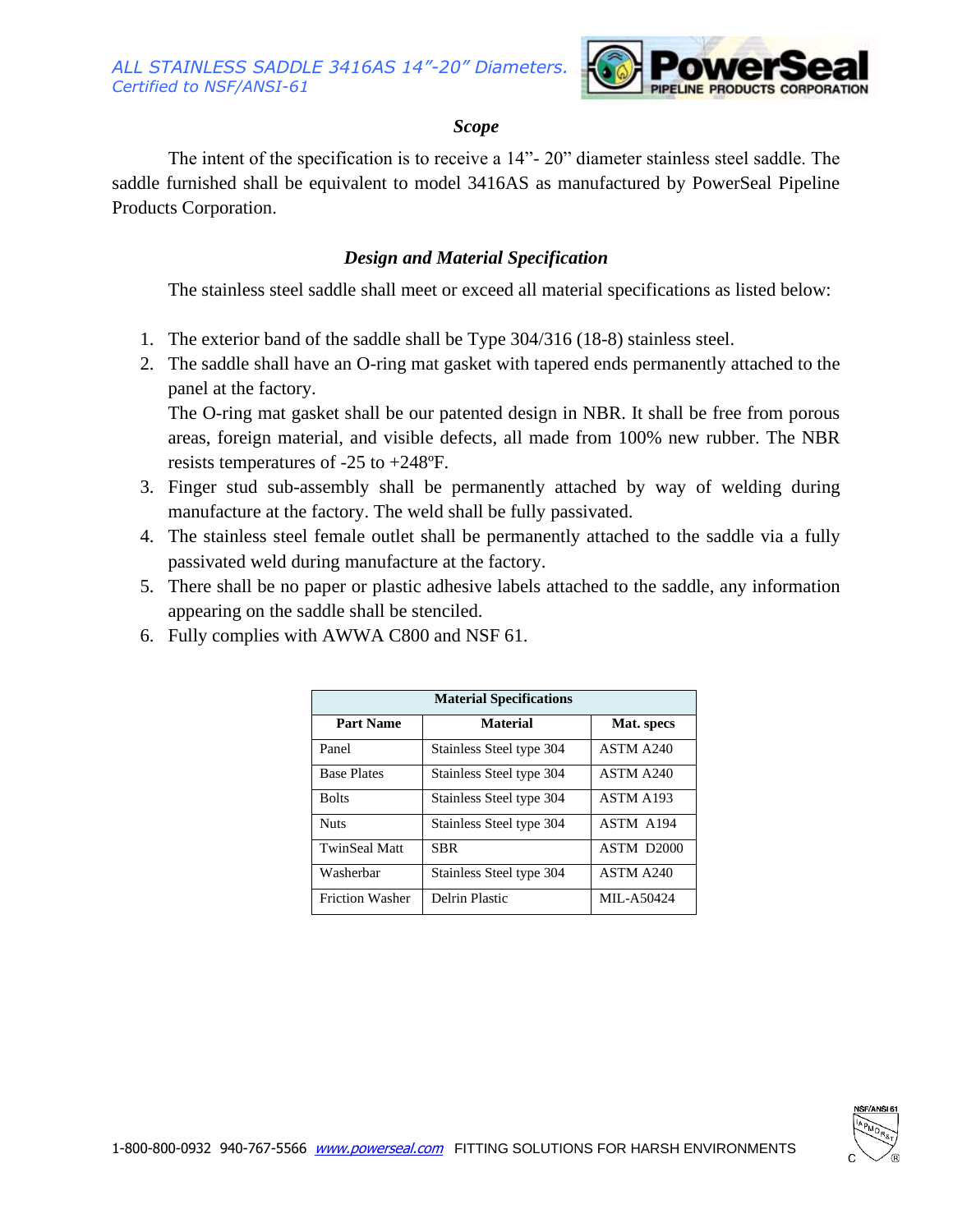ALL STAINLESS SADDLE 3416AS 14”-20” Diameters.
Certified to NSF/ANSI-61

### *Scope*

The intent of the specification is to receive a 14”- 20” diameter stainless steel saddle. The saddle furnished shall be equivalent to model 3416AS as manufactured by PowerSeal Pipeline Products Corporation.

### *Design and Material Specification*

The stainless steel saddle shall meet or exceed all material specifications as listed below:

1. The exterior band of the saddle shall be Type 304/316 (18-8) stainless steel.
2. The saddle shall have an O-ring mat gasket with tapered ends permanently attached to the panel at the factory.
   The O-ring mat gasket shall be our patented design in NBR. It shall be free from porous areas, foreign material, and visible defects, all made from 100% new rubber. The NBR resists temperatures of -25 to +248ºF.
3. Finger stud sub-assembly shall be permanently attached by way of welding during manufacture at the factory. The weld shall be fully passivated.
4. The stainless steel female outlet shall be permanently attached to the saddle via a fully passivated weld during manufacture at the factory.
5. There shall be no paper or plastic adhesive labels attached to the saddle, any information appearing on the saddle shall be stenciled.
6. Fully complies with AWWA C800 and NSF 61.

| Material Specifications | | |
|---|---|---|
| **Part Name** | **Material** | **Mat. specs** |
| Panel | Stainless Steel type 304 | ASTM A240 |
| Base Plates | Stainless Steel type 304 | ASTM A240 |
| Bolts | Stainless Steel type 304 | ASTM A193 |
| Nuts | Stainless Steel type 304 | ASTM A194 |
| TwinSeal Matt | SBR | ASTM D2000 |
| Washerbar | Stainless Steel type 304 | ASTM A240 |
| Friction Washer | Delrin Plastic | MIL-A50424 |

1-800-800-0932 940-767-5566 www.powerseal.com FITTING SOLUTIONS FOR HARSH ENVIRONMENTS